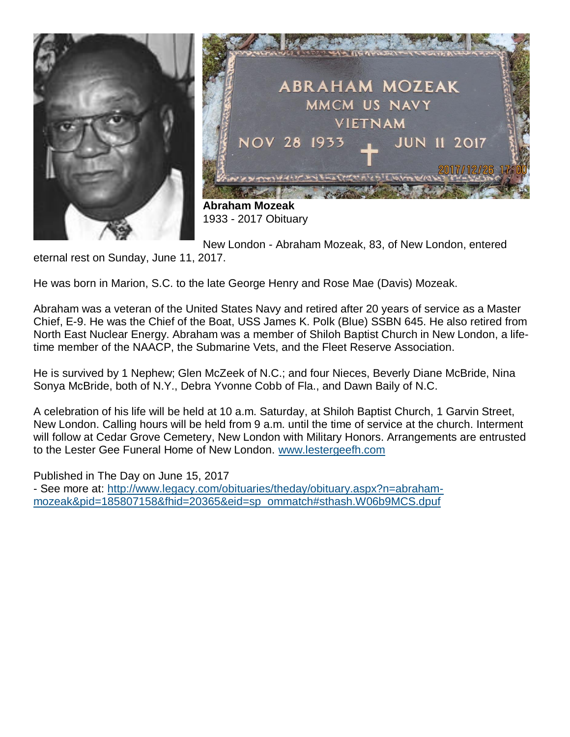**Abraham Mozeak**
1933 - 2017 Obituary

New London - Abraham Mozeak, 83, of New London, entered eternal rest on Sunday, June 11, 2017.

He was born in Marion, S.C. to the late George Henry and Rose Mae (Davis) Mozeak.

Abraham was a veteran of the United States Navy and retired after 20 years of service as a Master Chief, E-9. He was the Chief of the Boat, USS James K. Polk (Blue) SSBN 645. He also retired from North East Nuclear Energy. Abraham was a member of Shiloh Baptist Church in New London, a life-time member of the NAACP, the Submarine Vets, and the Fleet Reserve Association.

He is survived by 1 Nephew; Glen McZeek of N.C.; and four Nieces, Beverly Diane McBride, Nina Sonya McBride, both of N.Y., Debra Yvonne Cobb of Fla., and Dawn Baily of N.C.

A celebration of his life will be held at 10 a.m. Saturday, at Shiloh Baptist Church, 1 Garvin Street, New London. Calling hours will be held from 9 a.m. until the time of service at the church. Interment will follow at Cedar Grove Cemetery, New London with Military Honors. Arrangements are entrusted to the Lester Gee Funeral Home of New London. [www.lestergeefh.com](http://www.lestergeefh.com)

Published in The Day on June 15, 2017
- See more at: [http://www.legacy.com/obituaries/theday/obituary.aspx?n=abraham-mozeak&pid=185807158&fhid=20365&eid=sp_ommatch#sthash.W06b9MCS.dpuf](http://www.legacy.com/obituaries/theday/obituary.aspx?n=abraham-mozeak&pid=185807158&fhid=20365&eid=sp_ommatch#sthash.W06b9MCS.dpuf)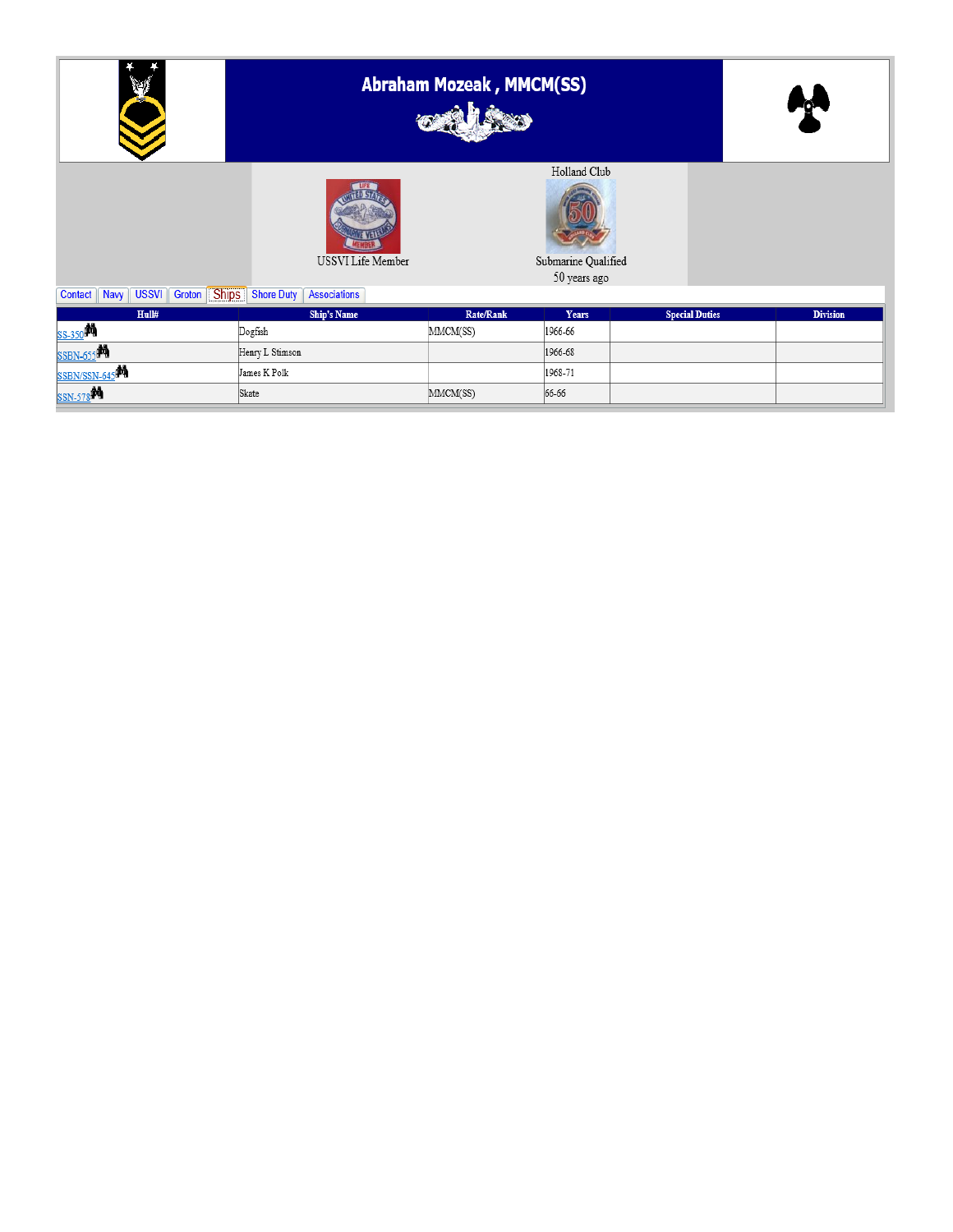# Abraham Mozeak , MMCM(SS)

Holland Club

USSVI Life Member

Submarine Qualified

50 years ago

Contact | Navy | USSVI | Groton | Ships | Shore Duty | Associations

| Hull# | Ship's Name | Rate/Rank | Years | Special Duties | Division |
|---|---|---|---|---|---|
| SS-350 | Dogfish | MMCM(SS) | 1966-66 | | |
| SSBN-655 | Henry L Stimson | | 1966-68 | | |
| SSBN/SSN-645 | James K Polk | | 1968-71 | | |
| SSN-578 | Skate | MMCM(SS) | 66-66 | | |